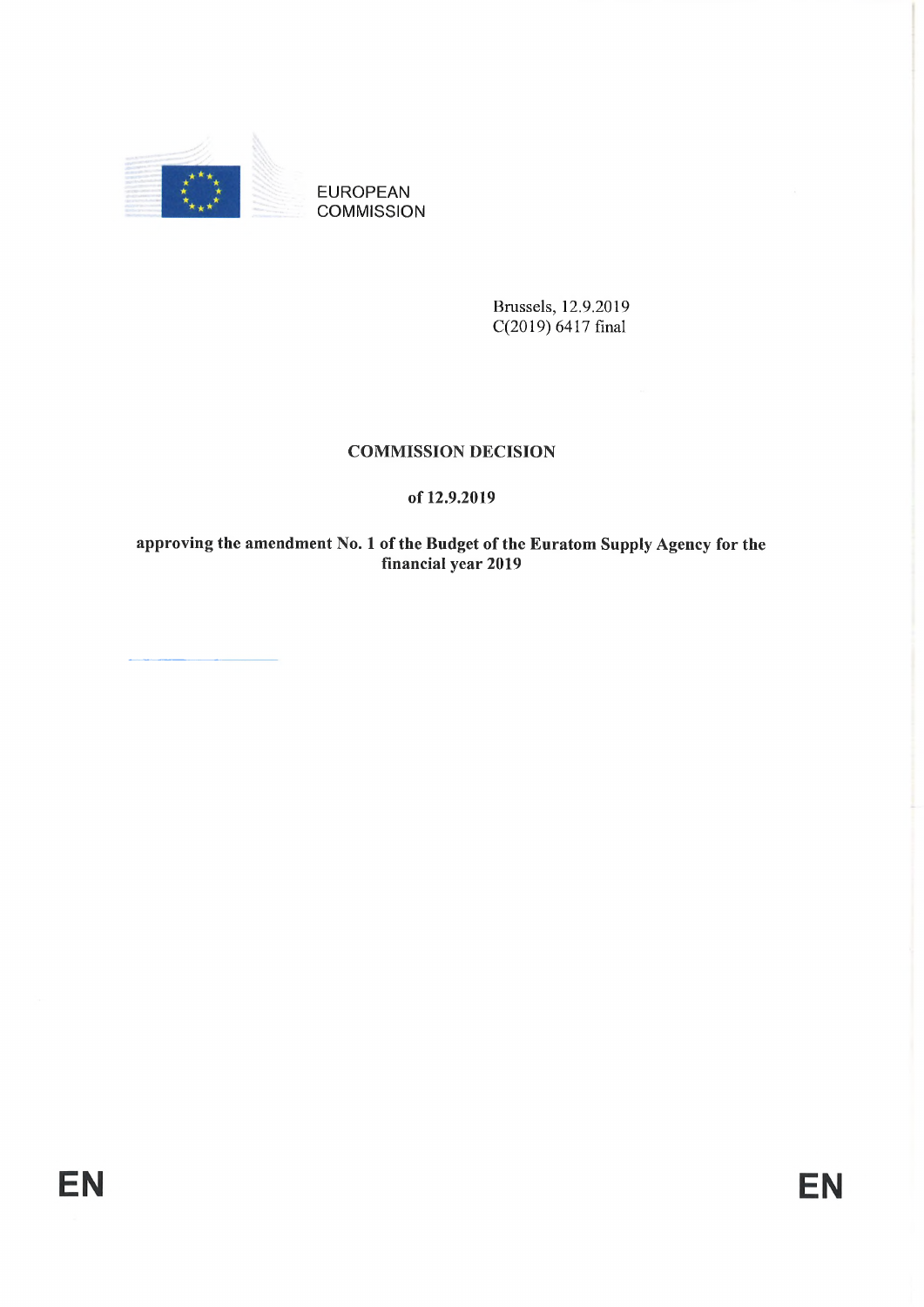EUROPEAN COMMISSION

Brussels, 12.9.2019
C(2019) 6417 final

# COMMISSION DECISION

**of 12.9.2019**

**approving the amendment No. 1 of the Budget of the Euratom Supply Agency for the financial year 2019**

EN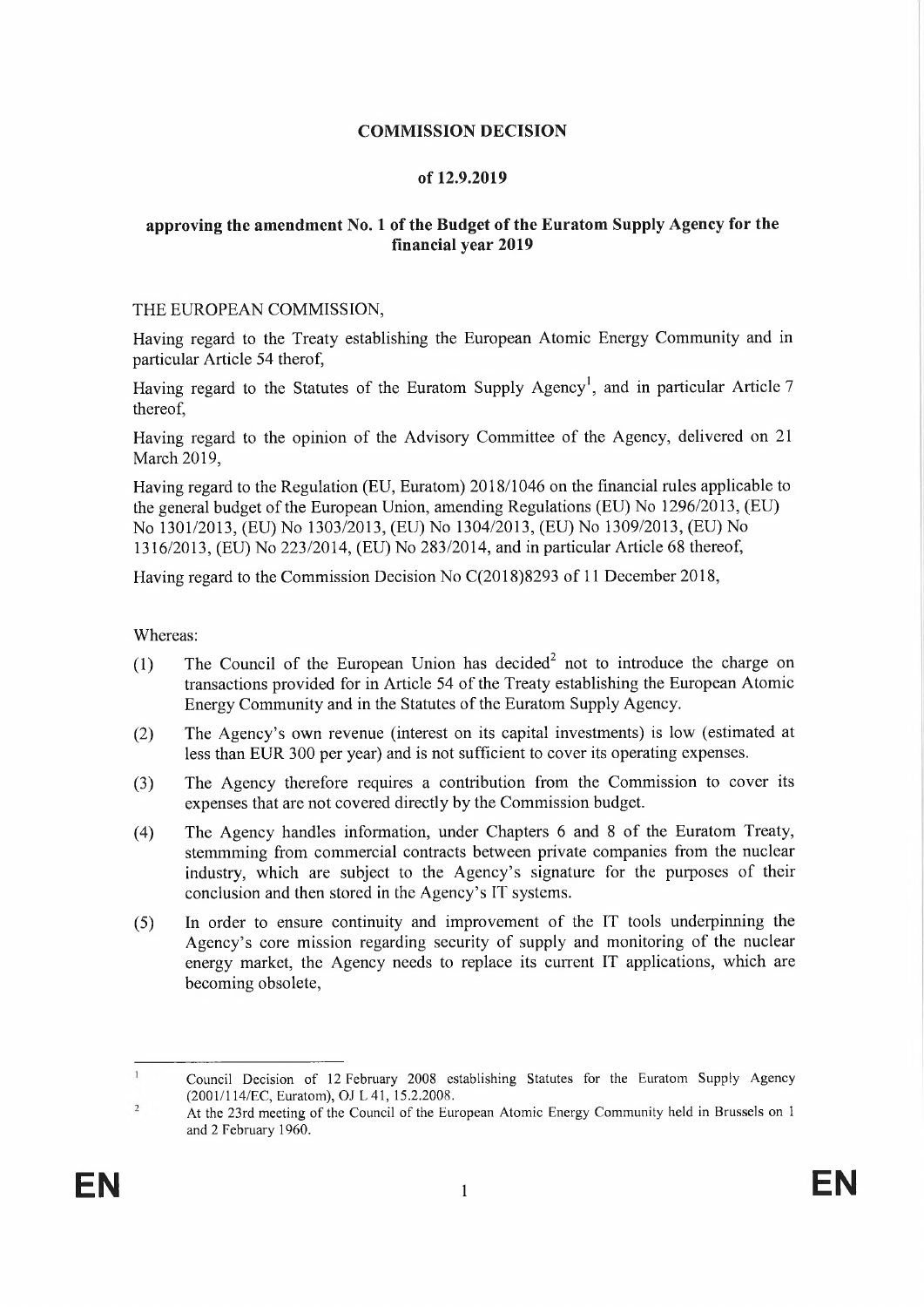**COMMISSION DECISION**

**of 12.9.2019**

**approving the amendment No. 1 of the Budget of the Euratom Supply Agency for the financial year 2019**

THE EUROPEAN COMMISSION,

Having regard to the Treaty establishing the European Atomic Energy Community and in particular Article 54 therof,

Having regard to the Statutes of the Euratom Supply Agency[1], and in particular Article 7 thereof,

Having regard to the opinion of the Advisory Committee of the Agency, delivered on 21 March 2019,

Having regard to the Regulation (EU, Euratom) 2018/1046 on the financial rules applicable to the general budget of the European Union, amending Regulations (EU) No 1296/2013, (EU) No 1301/2013, (EU) No 1303/2013, (EU) No 1304/2013, (EU) No 1309/2013, (EU) No 1316/2013, (EU) No 223/2014, (EU) No 283/2014, and in particular Article 68 thereof,

Having regard to the Commission Decision No C(2018)8293 of 11 December 2018,

Whereas:

(1) The Council of the European Union has decided[2] not to introduce the charge on transactions provided for in Article 54 of the Treaty establishing the European Atomic Energy Community and in the Statutes of the Euratom Supply Agency.

(2) The Agency's own revenue (interest on its capital investments) is low (estimated at less than EUR 300 per year) and is not sufficient to cover its operating expenses.

(3) The Agency therefore requires a contribution from the Commission to cover its expenses that are not covered directly by the Commission budget.

(4) The Agency handles information, under Chapters 6 and 8 of the Euratom Treaty, stemmming from commercial contracts between private companies from the nuclear industry, which are subject to the Agency's signature for the purposes of their conclusion and then stored in the Agency's IT systems.

(5) In order to ensure continuity and improvement of the IT tools underpinning the Agency's core mission regarding security of supply and monitoring of the nuclear energy market, the Agency needs to replace its current IT applications, which are becoming obsolete,

---

[1] Council Decision of 12 February 2008 establishing Statutes for the Euratom Supply Agency (2001/114/EC, Euratom), OJ L 41, 15.2.2008.

[2] At the 23rd meeting of the Council of the European Atomic Energy Community held in Brussels on 1 and 2 February 1960.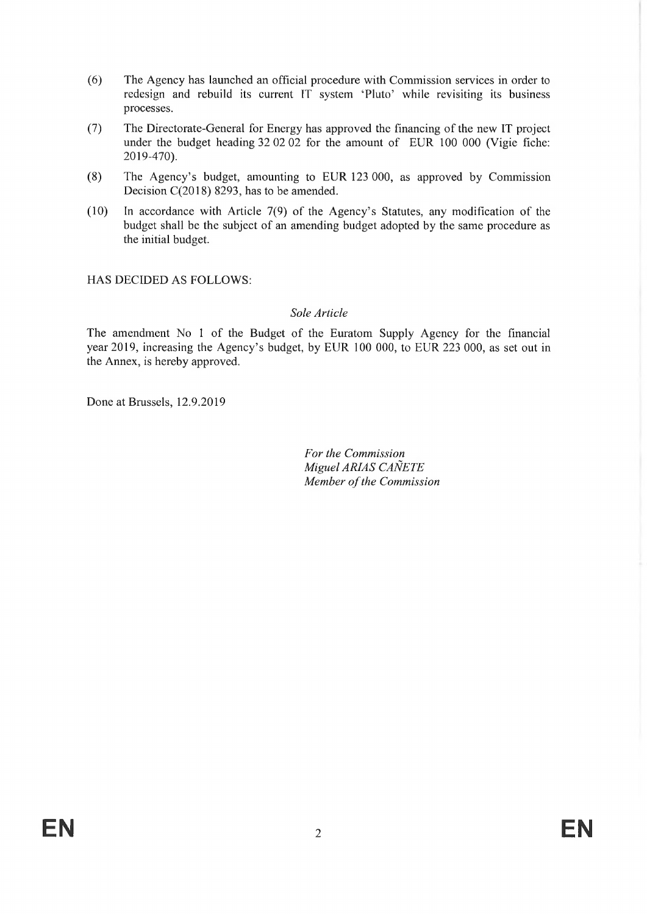(6) The Agency has launched an official procedure with Commission services in order to redesign and rebuild its current IT system 'Pluto' while revisiting its business processes.

(7) The Directorate-General for Energy has approved the financing of the new IT project under the budget heading 32 02 02 for the amount of EUR 100 000 (Vigie fiche: 2019-470).

(8) The Agency's budget, amounting to EUR 123 000, as approved by Commission Decision C(2018) 8293, has to be amended.

(10) In accordance with Article 7(9) of the Agency's Statutes, any modification of the budget shall be the subject of an amending budget adopted by the same procedure as the initial budget.

HAS DECIDED AS FOLLOWS:

*Sole Article*

The amendment No 1 of the Budget of the Euratom Supply Agency for the financial year 2019, increasing the Agency's budget, by EUR 100 000, to EUR 223 000, as set out in the Annex, is hereby approved.

Done at Brussels, 12.9.2019

*For the Commission*
*Miguel ARIAS CAÑETE*
*Member of the Commission*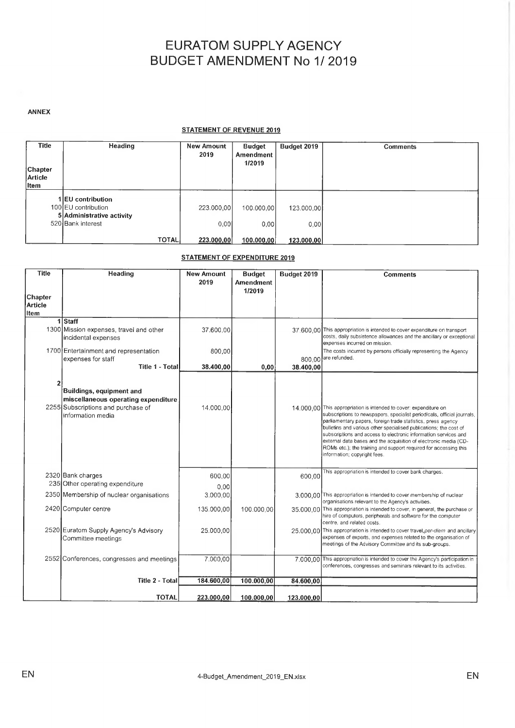# EURATOM SUPPLY AGENCY
# BUDGET AMENDMENT No 1/ 2019

**ANNEX**

### STATEMENT OF REVENUE 2019

| Title<br><br>Chapter<br>Article<br>Item | Heading | New Amount 2019 | Budget Amendment 1/2019 | Budget 2019 | Comments |
|---|---|---|---|---|---|
| 1 | **EU contribution** | | | | |
| 100 | EU contribution | 223.000,00 | 100.000,00 | 123.000,00 | |
| 5 | **Administrative activity** | | | | |
| 520 | Bank interest | 0,00 | 0,00 | 0,00 | |
| | **TOTAL** | **223.000,00** | **100.000,00** | **123.000,00** | |

### STATEMENT OF EXPENDITURE 2019

| Title<br><br>Chapter<br>Article<br>Item | Heading | New Amount 2019 | Budget Amendment 1/2019 | Budget 2019 | Comments |
|---|---|---|---|---|---|
| 1 | **Staff** | | | | |
| 1300 | Mission expenses, travel and other incidental expenses | 37.600,00 | | 37.600,00 | This appropriation is intended to cover expenditure on transport costs, daily subsistence allowances and the ancillary or exceptional expenses incurred on mission. |
| 1700 | Entertainment and representation expenses for staff | 800,00 | | 800,00 | The costs incurred by persons officially representing the Agency are refunded. |
| | **Title 1 - Total** | **38.400,00** | **0,00** | **38.400,00** | |
| 2 | **Buildings, equipment and miscellaneous operating expenditure** | | | | |
| 2255 | Subscriptions and purchase of information media | 14.000,00 | | 14.000,00 | This appropriation is intended to cover: expenditure on subscriptions to newspapers, specialist periodicals, official journals, parliamentary papers, foreign trade statistics, press agency bulletins and various other specialised publications; the cost of subscriptions and access to electronic information services and external data bases and the acquisition of electronic media (CD-ROMs etc.); the training and support required for accessing this information; copyright fees. |
| 2320 | Bank charges | 600,00 | | 600,00 | This appropriation is intended to cover bank charges. |
| 235 | Other operating expenditure | 0,00 | | | |
| 2350 | Membership of nuclear organisations | 3.000,00 | | 3.000,00 | This appropriation is intended to cover membership of nuclear organisations relevant to the Agency's activities. |
| 2420 | Computer centre | 135.000,00 | 100.000,00 | 35.000,00 | This appropriation is intended to cover, in general, the purchase or hire of computers, peripherals and software for the computer centre, and related costs. |
| 2520 | Euratom Supply Agency's Advisory Committee meetings | 25.000,00 | | 25.000,00 | This appropriation is intended to cover travel,*per-diem* and ancillary expenses of experts, and expenses related to the organisation of meetings of the Advisory Committee and its sub-groups. |
| 2552 | Conferences, congresses and meetings | 7.000,00 | | 7.000,00 | This appropriation is intended to cover the Agency's participation in conferences, congresses and seminars relevant to its activities. |
| | **Title 2 - Total** | **184.600,00** | **100.000,00** | **84.600,00** | |
| | **TOTAL** | **223.000,00** | **100.000,00** | **123.000,00** | |